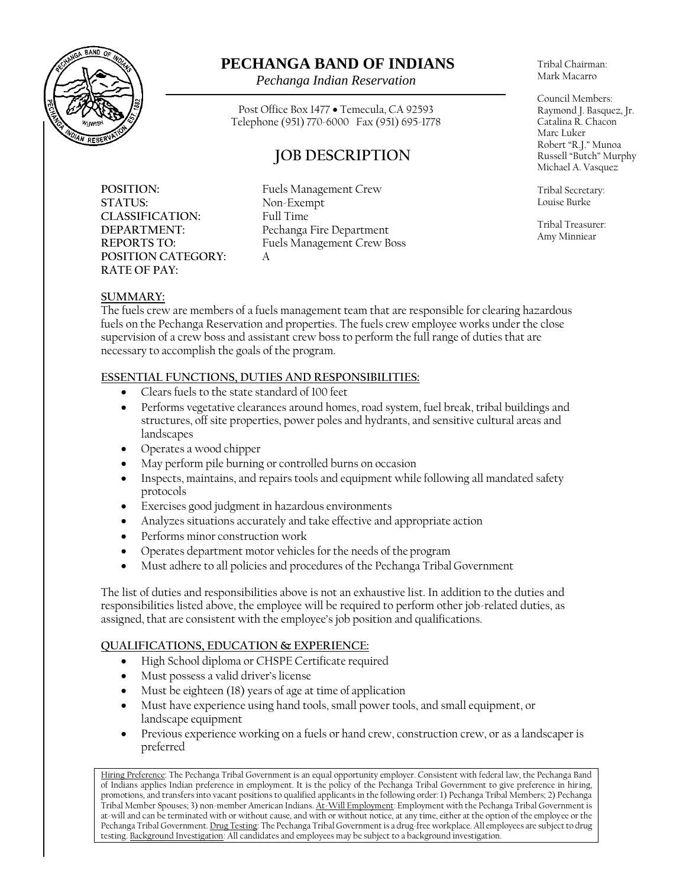# PECHANGA BAND OF INDIANS

*Pechanga Indian Reservation*

Post Office Box 1477 • Temecula, CA 92593
Telephone (951) 770-6000 Fax (951) 695-1778

Tribal Chairman:
Mark Macarro

Council Members:
Raymond J. Basquez, Jr.
Catalina R. Chacon
Marc Luker
Robert "R.J." Munoa
Russell "Butch" Murphy
Michael A. Vasquez

Tribal Secretary:
Louise Burke

Tribal Treasurer:
Amy Minniear

## JOB DESCRIPTION

**POSITION:** Fuels Management Crew
**STATUS:** Non-Exempt
**CLASSIFICATION:** Full Time
**DEPARTMENT:** Pechanga Fire Department
**REPORTS TO:** Fuels Management Crew Boss
**POSITION CATEGORY:** A
**RATE OF PAY:**

**SUMMARY:**

The fuels crew are members of a fuels management team that are responsible for clearing hazardous fuels on the Pechanga Reservation and properties. The fuels crew employee works under the close supervision of a crew boss and assistant crew boss to perform the full range of duties that are necessary to accomplish the goals of the program.

**ESSENTIAL FUNCTIONS, DUTIES AND RESPONSIBILITIES:**

- Clears fuels to the state standard of 100 feet
- Performs vegetative clearances around homes, road system, fuel break, tribal buildings and structures, off site properties, power poles and hydrants, and sensitive cultural areas and landscapes
- Operates a wood chipper
- May perform pile burning or controlled burns on occasion
- Inspects, maintains, and repairs tools and equipment while following all mandated safety protocols
- Exercises good judgment in hazardous environments
- Analyzes situations accurately and take effective and appropriate action
- Performs minor construction work
- Operates department motor vehicles for the needs of the program
- Must adhere to all policies and procedures of the Pechanga Tribal Government

The list of duties and responsibilities above is not an exhaustive list. In addition to the duties and responsibilities listed above, the employee will be required to perform other job-related duties, as assigned, that are consistent with the employee's job position and qualifications.

**QUALIFICATIONS, EDUCATION & EXPERIENCE:**

- High School diploma or CHSPE Certificate required
- Must possess a valid driver's license
- Must be eighteen (18) years of age at time of application
- Must have experience using hand tools, small power tools, and small equipment, or landscape equipment
- Previous experience working on a fuels or hand crew, construction crew, or as a landscaper is preferred

Hiring Preference: The Pechanga Tribal Government is an equal opportunity employer. Consistent with federal law, the Pechanga Band of Indians applies Indian preference in employment. It is the policy of the Pechanga Tribal Government to give preference in hiring, promotions, and transfers into vacant positions to qualified applicants in the following order: 1) Pechanga Tribal Members; 2) Pechanga Tribal Member Spouses; 3) non-member American Indians. At-Will Employment: Employment with the Pechanga Tribal Government is at-will and can be terminated with or without cause, and with or without notice, at any time, either at the option of the employee or the Pechanga Tribal Government. Drug Testing: The Pechanga Tribal Government is a drug-free workplace. All employees are subject to drug testing. Background Investigation: All candidates and employees may be subject to a background investigation.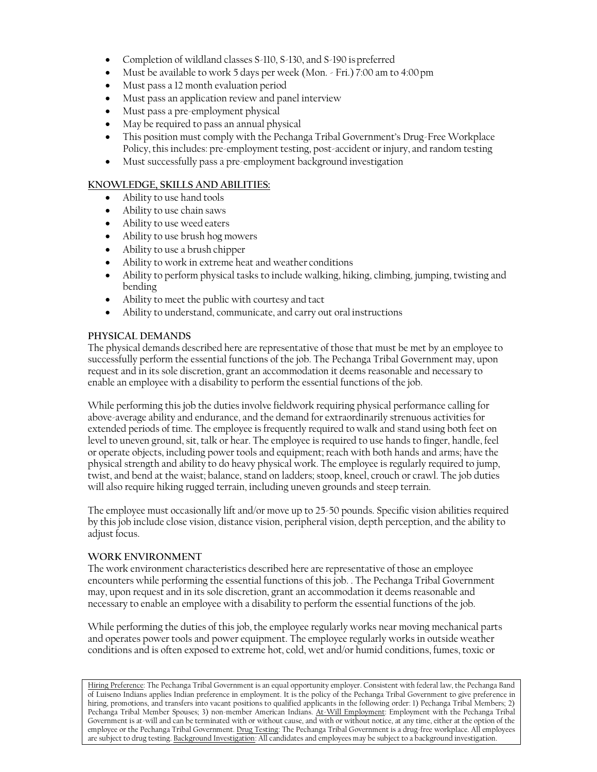- Completion of wildland classes S-110, S-130, and S-190 is preferred
- Must be available to work 5 days per week (Mon. - Fri.) 7:00 am to 4:00 pm
- Must pass a 12 month evaluation period
- Must pass an application review and panel interview
- Must pass a pre-employment physical
- May be required to pass an annual physical
- This position must comply with the Pechanga Tribal Government's Drug-Free Workplace Policy, this includes: pre-employment testing, post-accident or injury, and random testing
- Must successfully pass a pre-employment background investigation

**KNOWLEDGE, SKILLS AND ABILITIES:**

- Ability to use hand tools
- Ability to use chain saws
- Ability to use weed eaters
- Ability to use brush hog mowers
- Ability to use a brush chipper
- Ability to work in extreme heat and weather conditions
- Ability to perform physical tasks to include walking, hiking, climbing, jumping, twisting and bending
- Ability to meet the public with courtesy and tact
- Ability to understand, communicate, and carry out oral instructions

**PHYSICAL DEMANDS**

The physical demands described here are representative of those that must be met by an employee to successfully perform the essential functions of the job. The Pechanga Tribal Government may, upon request and in its sole discretion, grant an accommodation it deems reasonable and necessary to enable an employee with a disability to perform the essential functions of the job.

While performing this job the duties involve fieldwork requiring physical performance calling for above-average ability and endurance, and the demand for extraordinarily strenuous activities for extended periods of time. The employee is frequently required to walk and stand using both feet on level to uneven ground, sit, talk or hear. The employee is required to use hands to finger, handle, feel or operate objects, including power tools and equipment; reach with both hands and arms; have the physical strength and ability to do heavy physical work. The employee is regularly required to jump, twist, and bend at the waist; balance, stand on ladders; stoop, kneel, crouch or crawl. The job duties will also require hiking rugged terrain, including uneven grounds and steep terrain.

The employee must occasionally lift and/or move up to 25-50 pounds. Specific vision abilities required by this job include close vision, distance vision, peripheral vision, depth perception, and the ability to adjust focus.

**WORK ENVIRONMENT**

The work environment characteristics described here are representative of those an employee encounters while performing the essential functions of this job. . The Pechanga Tribal Government may, upon request and in its sole discretion, grant an accommodation it deems reasonable and necessary to enable an employee with a disability to perform the essential functions of the job.

While performing the duties of this job, the employee regularly works near moving mechanical parts and operates power tools and power equipment. The employee regularly works in outside weather conditions and is often exposed to extreme hot, cold, wet and/or humid conditions, fumes, toxic or

Hiring Preference: The Pechanga Tribal Government is an equal opportunity employer. Consistent with federal law, the Pechanga Band of Luiseno Indians applies Indian preference in employment. It is the policy of the Pechanga Tribal Government to give preference in hiring, promotions, and transfers into vacant positions to qualified applicants in the following order: 1) Pechanga Tribal Members; 2) Pechanga Tribal Member Spouses; 3) non-member American Indians. At-Will Employment: Employment with the Pechanga Tribal Government is at-will and can be terminated with or without cause, and with or without notice, at any time, either at the option of the employee or the Pechanga Tribal Government. Drug Testing: The Pechanga Tribal Government is a drug-free workplace. All employees are subject to drug testing. Background Investigation: All candidates and employees may be subject to a background investigation.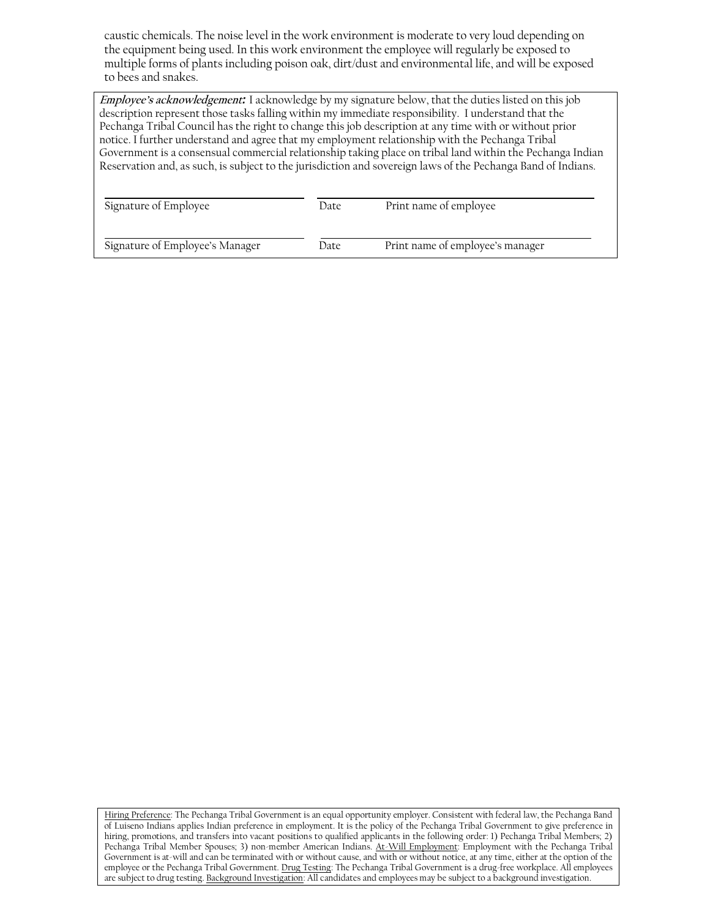caustic chemicals. The noise level in the work environment is moderate to very loud depending on the equipment being used. In this work environment the employee will regularly be exposed to multiple forms of plants including poison oak, dirt/dust and environmental life, and will be exposed to bees and snakes.

***Employee's acknowledgement:*** I acknowledge by my signature below, that the duties listed on this job description represent those tasks falling within my immediate responsibility. I understand that the Pechanga Tribal Council has the right to change this job description at any time with or without prior notice. I further understand and agree that my employment relationship with the Pechanga Tribal Government is a consensual commercial relationship taking place on tribal land within the Pechanga Indian Reservation and, as such, is subject to the jurisdiction and sovereign laws of the Pechanga Band of Indians.

| | | |
|---|---|---|
| Signature of Employee | Date | Print name of employee |
| Signature of Employee's Manager | Date | Print name of employee's manager |

Hiring Preference: The Pechanga Tribal Government is an equal opportunity employer. Consistent with federal law, the Pechanga Band of Luiseno Indians applies Indian preference in employment. It is the policy of the Pechanga Tribal Government to give preference in hiring, promotions, and transfers into vacant positions to qualified applicants in the following order: 1) Pechanga Tribal Members; 2) Pechanga Tribal Member Spouses; 3) non-member American Indians. At-Will Employment: Employment with the Pechanga Tribal Government is at-will and can be terminated with or without cause, and with or without notice, at any time, either at the option of the employee or the Pechanga Tribal Government. Drug Testing: The Pechanga Tribal Government is a drug-free workplace. All employees are subject to drug testing. Background Investigation: All candidates and employees may be subject to a background investigation.